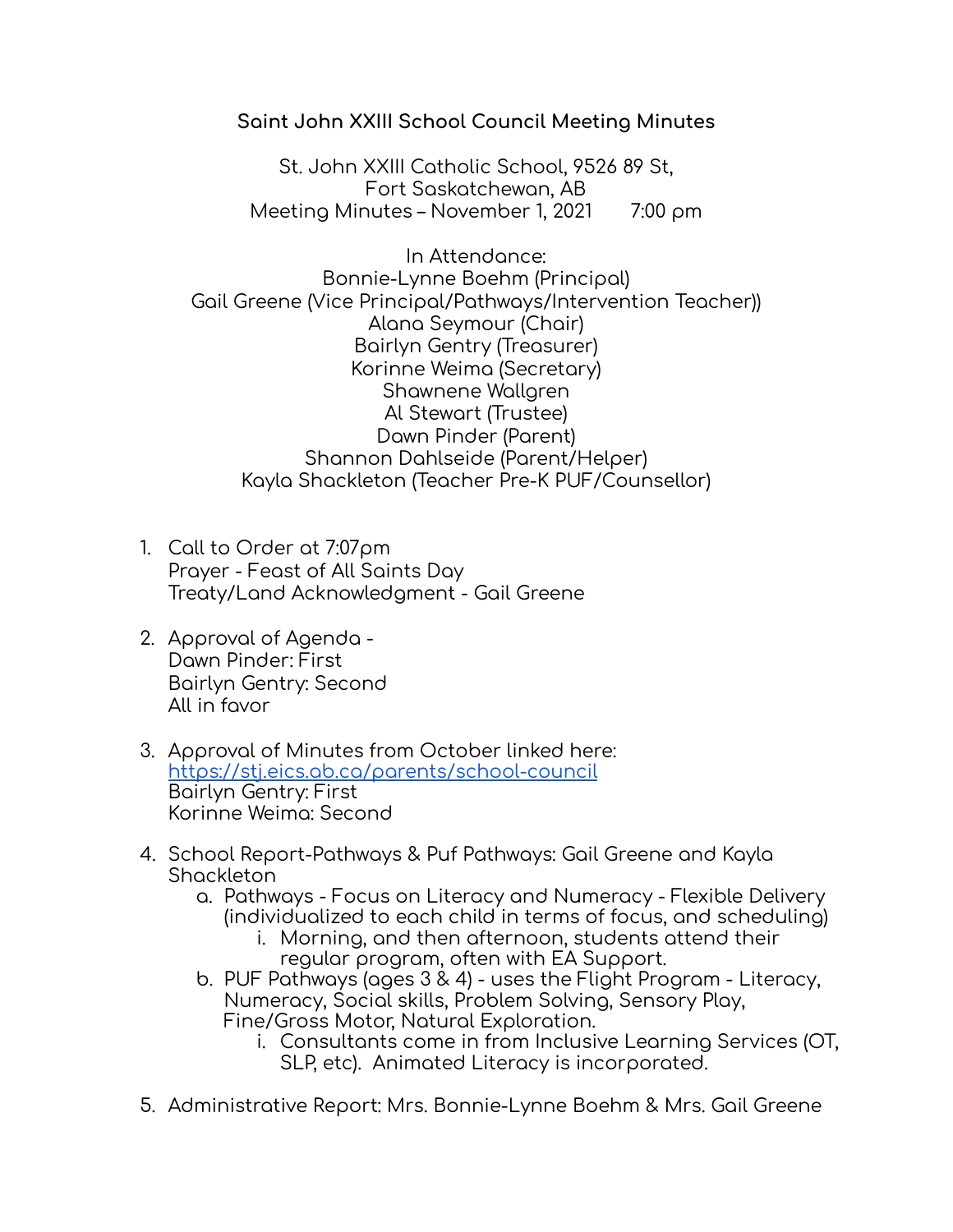**Saint John XXIII School Council Meeting Minutes**

St. John XXIII Catholic School, 9526 89 St,
Fort Saskatchewan, AB
Meeting Minutes – November 1, 2021 7:00 pm

In Attendance:
Bonnie-Lynne Boehm (Principal)
Gail Greene (Vice Principal/Pathways/Intervention Teacher))
Alana Seymour (Chair)
Bairlyn Gentry (Treasurer)
Korinne Weima (Secretary)
Shawnene Wallgren
Al Stewart (Trustee)
Dawn Pinder (Parent)
Shannon Dahlseide (Parent/Helper)
Kayla Shackleton (Teacher Pre-K PUF/Counsellor)

1. Call to Order at 7:07pm
   Prayer - Feast of All Saints Day
   Treaty/Land Acknowledgment - Gail Greene

2. Approval of Agenda -
   Dawn Pinder: First
   Bairlyn Gentry: Second
   All in favor

3. Approval of Minutes from October linked here:
   [https://stj.eics.ab.ca/parents/school-council](https://stj.eics.ab.ca/parents/school-council)
   Bairlyn Gentry: First
   Korinne Weima: Second

4. School Report-Pathways & Puf Pathways: Gail Greene and Kayla Shackleton
   a. Pathways - Focus on Literacy and Numeracy - Flexible Delivery (individualized to each child in terms of focus, and scheduling)
      i. Morning, and then afternoon, students attend their regular program, often with EA Support.
   b. PUF Pathways (ages 3 & 4) - uses the Flight Program - Literacy, Numeracy, Social skills, Problem Solving, Sensory Play, Fine/Gross Motor, Natural Exploration.
      i. Consultants come in from Inclusive Learning Services (OT, SLP, etc). Animated Literacy is incorporated.

5. Administrative Report: Mrs. Bonnie-Lynne Boehm & Mrs. Gail Greene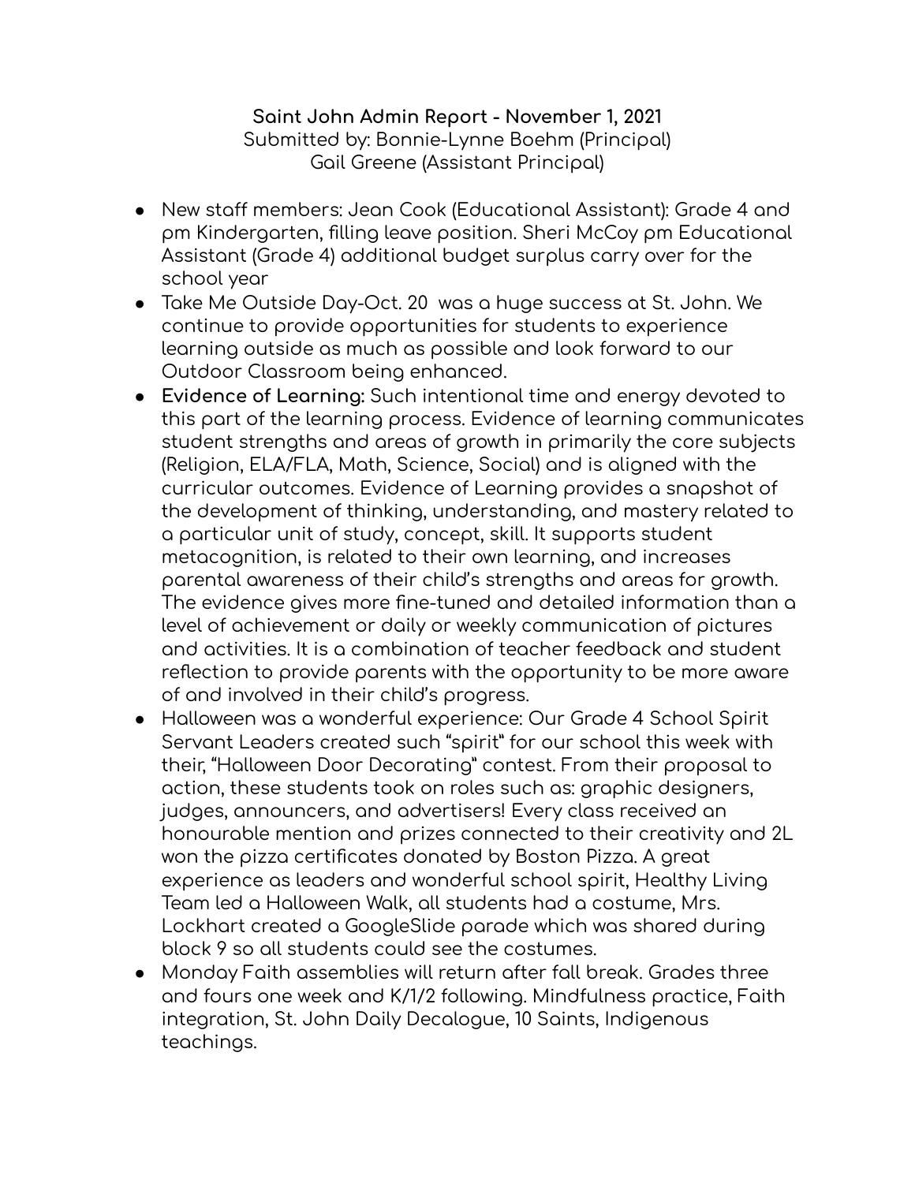**Saint John Admin Report - November 1, 2021**
Submitted by: Bonnie-Lynne Boehm (Principal)
Gail Greene (Assistant Principal)

- New staff members: Jean Cook (Educational Assistant): Grade 4 and pm Kindergarten, filling leave position. Sheri McCoy pm Educational Assistant (Grade 4) additional budget surplus carry over for the school year
- Take Me Outside Day-Oct. 20 was a huge success at St. John. We continue to provide opportunities for students to experience learning outside as much as possible and look forward to our Outdoor Classroom being enhanced.
- **Evidence of Learning:** Such intentional time and energy devoted to this part of the learning process. Evidence of learning communicates student strengths and areas of growth in primarily the core subjects (Religion, ELA/FLA, Math, Science, Social) and is aligned with the curricular outcomes. Evidence of Learning provides a snapshot of the development of thinking, understanding, and mastery related to a particular unit of study, concept, skill. It supports student metacognition, is related to their own learning, and increases parental awareness of their child's strengths and areas for growth. The evidence gives more fine-tuned and detailed information than a level of achievement or daily or weekly communication of pictures and activities. It is a combination of teacher feedback and student reflection to provide parents with the opportunity to be more aware of and involved in their child's progress.
- Halloween was a wonderful experience: Our Grade 4 School Spirit Servant Leaders created such "spirit" for our school this week with their, "Halloween Door Decorating" contest. From their proposal to action, these students took on roles such as: graphic designers, judges, announcers, and advertisers! Every class received an honourable mention and prizes connected to their creativity and 2L won the pizza certificates donated by Boston Pizza. A great experience as leaders and wonderful school spirit, Healthy Living Team led a Halloween Walk, all students had a costume, Mrs. Lockhart created a GoogleSlide parade which was shared during block 9 so all students could see the costumes.
- Monday Faith assemblies will return after fall break. Grades three and fours one week and K/1/2 following. Mindfulness practice, Faith integration, St. John Daily Decalogue, 10 Saints, Indigenous teachings.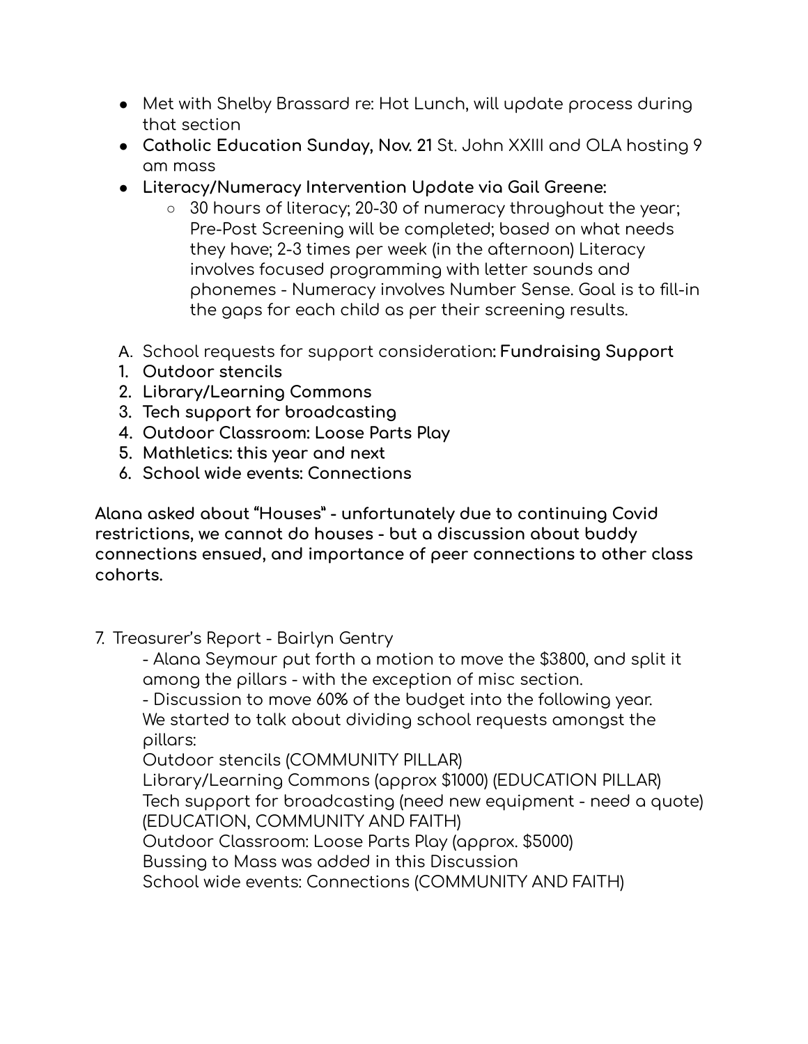- Met with Shelby Brassard re: Hot Lunch, will update process during that section
- **Catholic Education Sunday, Nov. 21** St. John XXIII and OLA hosting 9 am mass
- **Literacy/Numeracy Intervention Update via Gail Greene:**
  - 30 hours of literacy; 20-30 of numeracy throughout the year; Pre-Post Screening will be completed; based on what needs they have; 2-3 times per week (in the afternoon) Literacy involves focused programming with letter sounds and phonemes - Numeracy involves Number Sense. Goal is to fill-in the gaps for each child as per their screening results.

A. School requests for support consideration: **Fundraising Support**

1. **Outdoor stencils**
2. **Library/Learning Commons**
3. **Tech support for broadcasting**
4. **Outdoor Classroom: Loose Parts Play**
5. **Mathletics: this year and next**
6. **School wide events: Connections**

**Alana asked about "Houses" - unfortunately due to continuing Covid restrictions, we cannot do houses - but a discussion about buddy connections ensued, and importance of peer connections to other class cohorts.**

7. Treasurer's Report - Bairlyn Gentry

   - Alana Seymour put forth a motion to move the $3800, and split it among the pillars - with the exception of misc section.
   - Discussion to move 60% of the budget into the following year.

   We started to talk about dividing school requests amongst the pillars:
   Outdoor stencils (COMMUNITY PILLAR)
   Library/Learning Commons (approx $1000) (EDUCATION PILLAR)
   Tech support for broadcasting (need new equipment - need a quote) (EDUCATION, COMMUNITY AND FAITH)
   Outdoor Classroom: Loose Parts Play (approx. $5000)
   Bussing to Mass was added in this Discussion
   School wide events: Connections (COMMUNITY AND FAITH)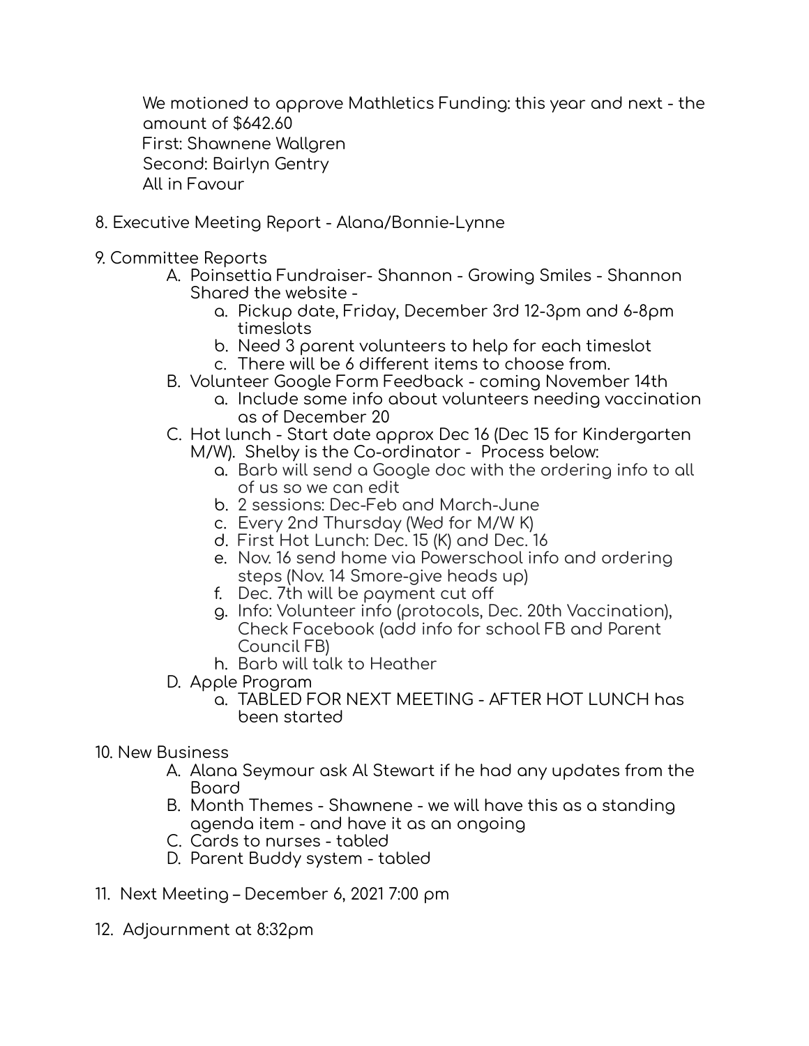We motioned to approve Mathletics Funding: this year and next - the amount of $642.60
First: Shawnene Wallgren
Second: Bairlyn Gentry
All in Favour

8. Executive Meeting Report - Alana/Bonnie-Lynne

9. Committee Reports
   A. Poinsettia Fundraiser- Shannon - Growing Smiles - Shannon Shared the website -
      a. Pickup date, Friday, December 3rd 12-3pm and 6-8pm timeslots
      b. Need 3 parent volunteers to help for each timeslot
      c. There will be 6 different items to choose from.
   B. Volunteer Google Form Feedback - coming November 14th
      a. Include some info about volunteers needing vaccination as of December 20
   C. Hot lunch - Start date approx Dec 16 (Dec 15 for Kindergarten M/W). Shelby is the Co-ordinator - Process below:
      a. Barb will send a Google doc with the ordering info to all of us so we can edit
      b. 2 sessions: Dec-Feb and March-June
      c. Every 2nd Thursday (Wed for M/W K)
      d. First Hot Lunch: Dec. 15 (K) and Dec. 16
      e. Nov. 16 send home via Powerschool info and ordering steps (Nov. 14 Smore-give heads up)
      f. Dec. 7th will be payment cut off
      g. Info: Volunteer info (protocols, Dec. 20th Vaccination), Check Facebook (add info for school FB and Parent Council FB)
      h. Barb will talk to Heather
   D. Apple Program
      a. TABLED FOR NEXT MEETING - AFTER HOT LUNCH has been started

10. New Business
   A. Alana Seymour ask Al Stewart if he had any updates from the Board
   B. Month Themes - Shawnene - we will have this as a standing agenda item - and have it as an ongoing
   C. Cards to nurses - tabled
   D. Parent Buddy system - tabled

11. Next Meeting – December 6, 2021 7:00 pm

12. Adjournment at 8:32pm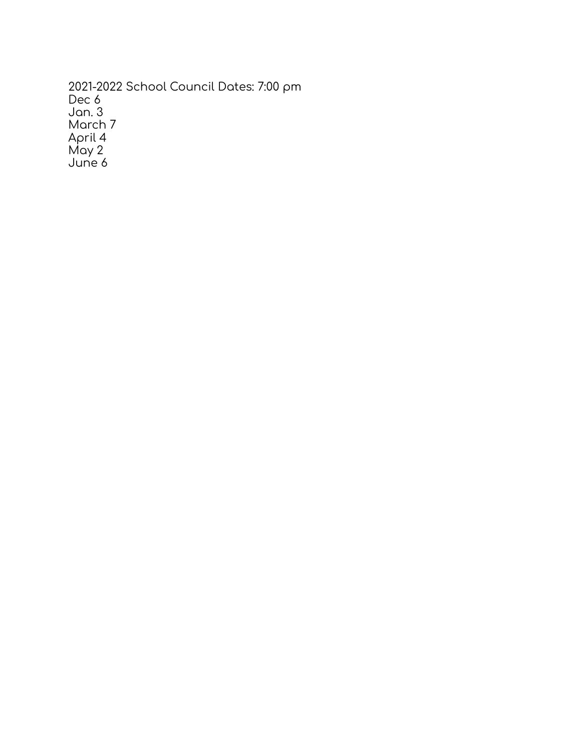2021-2022 School Council Dates: 7:00 pm
Dec 6
Jan. 3
March 7
April 4
May 2
June 6